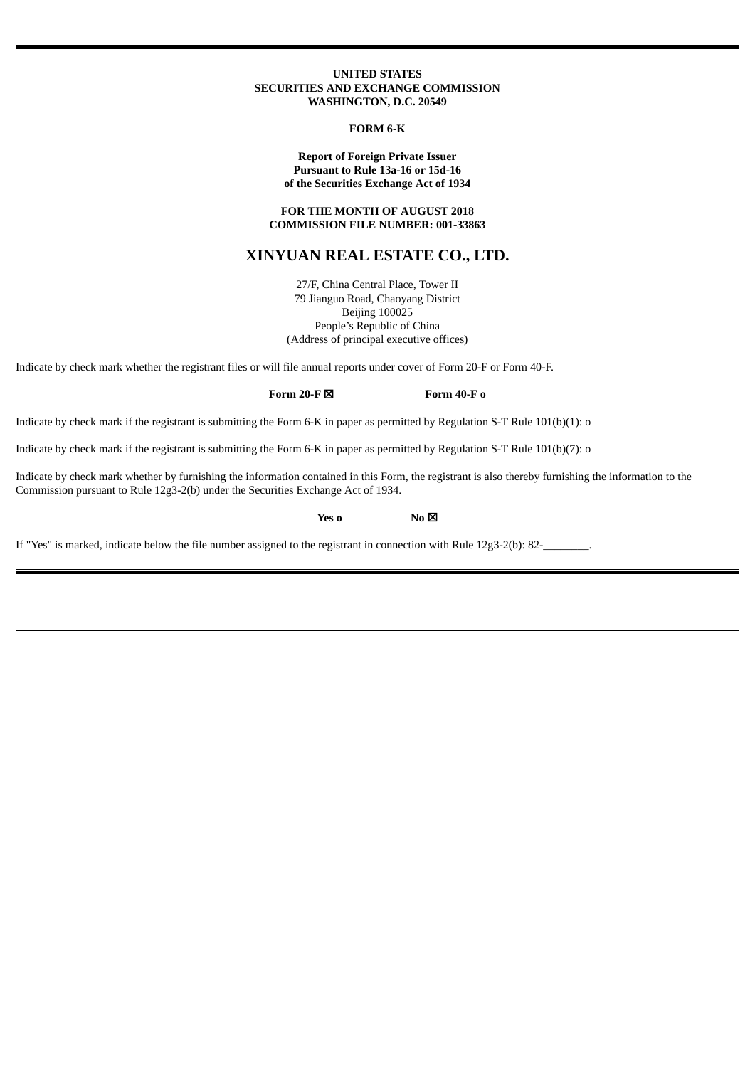**UNITED STATES**
**SECURITIES AND EXCHANGE COMMISSION**
**WASHINGTON, D.C. 20549**

**FORM 6-K**

**Report of Foreign Private Issuer**
**Pursuant to Rule 13a-16 or 15d-16**
**of the Securities Exchange Act of 1934**

**FOR THE MONTH OF AUGUST 2018**
**COMMISSION FILE NUMBER: 001-33863**

# XINYUAN REAL ESTATE CO., LTD.

27/F, China Central Place, Tower II
79 Jianguo Road, Chaoyang District
Beijing 100025
People's Republic of China
(Address of principal executive offices)

Indicate by check mark whether the registrant files or will file annual reports under cover of Form 20-F or Form 40-F.

**Form 20-F ☒** **Form 40-F o**

Indicate by check mark if the registrant is submitting the Form 6-K in paper as permitted by Regulation S-T Rule 101(b)(1): o

Indicate by check mark if the registrant is submitting the Form 6-K in paper as permitted by Regulation S-T Rule 101(b)(7): o

Indicate by check mark whether by furnishing the information contained in this Form, the registrant is also thereby furnishing the information to the Commission pursuant to Rule 12g3-2(b) under the Securities Exchange Act of 1934.

**Yes o** **No ☒**

If "Yes" is marked, indicate below the file number assigned to the registrant in connection with Rule 12g3-2(b): 82-________.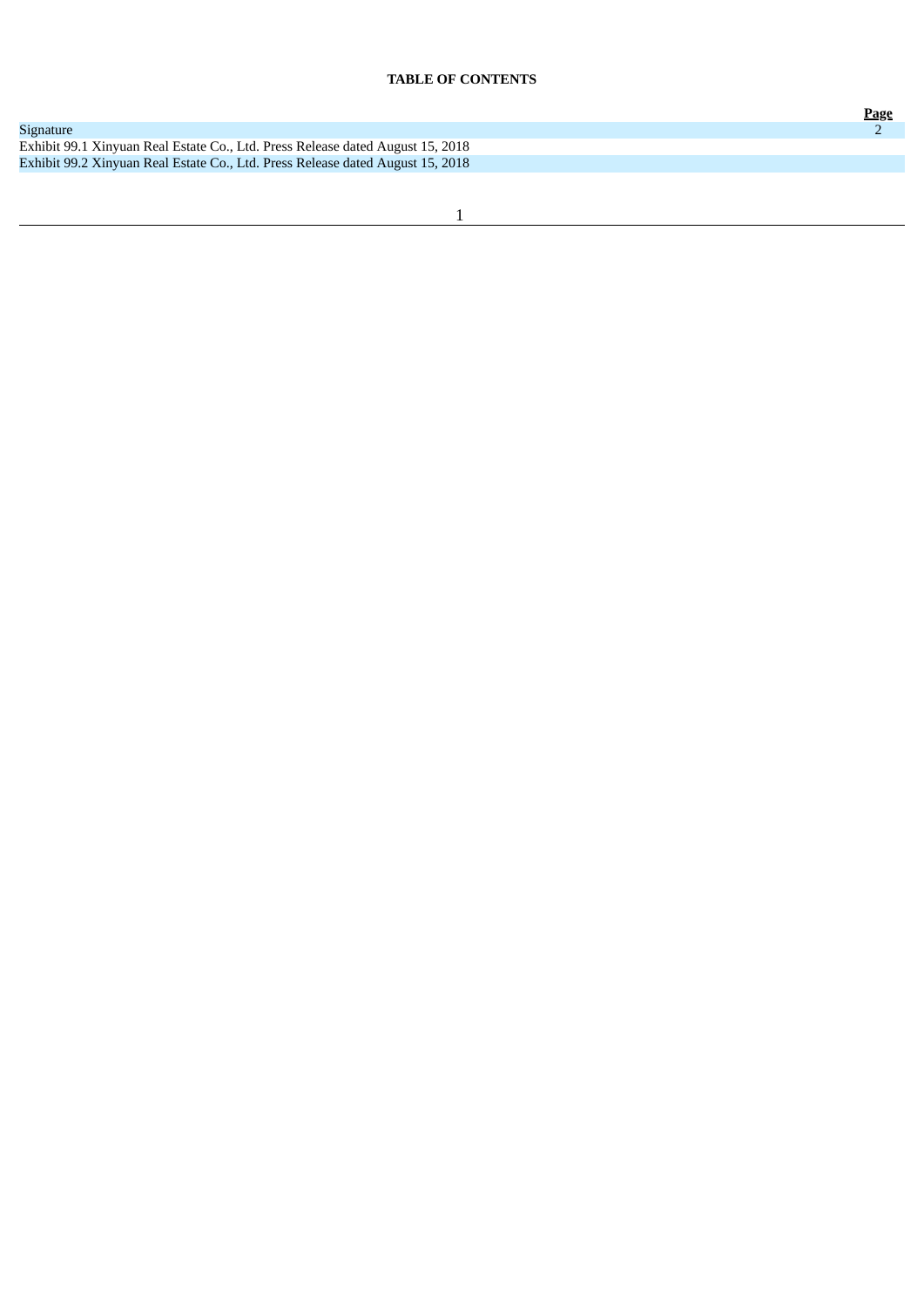**TABLE OF CONTENTS**

| | Page |
|---|---|
| Signature | 2 |
| Exhibit 99.1 Xinyuan Real Estate Co., Ltd. Press Release dated August 15, 2018 | |
| Exhibit 99.2 Xinyuan Real Estate Co., Ltd. Press Release dated August 15, 2018 | |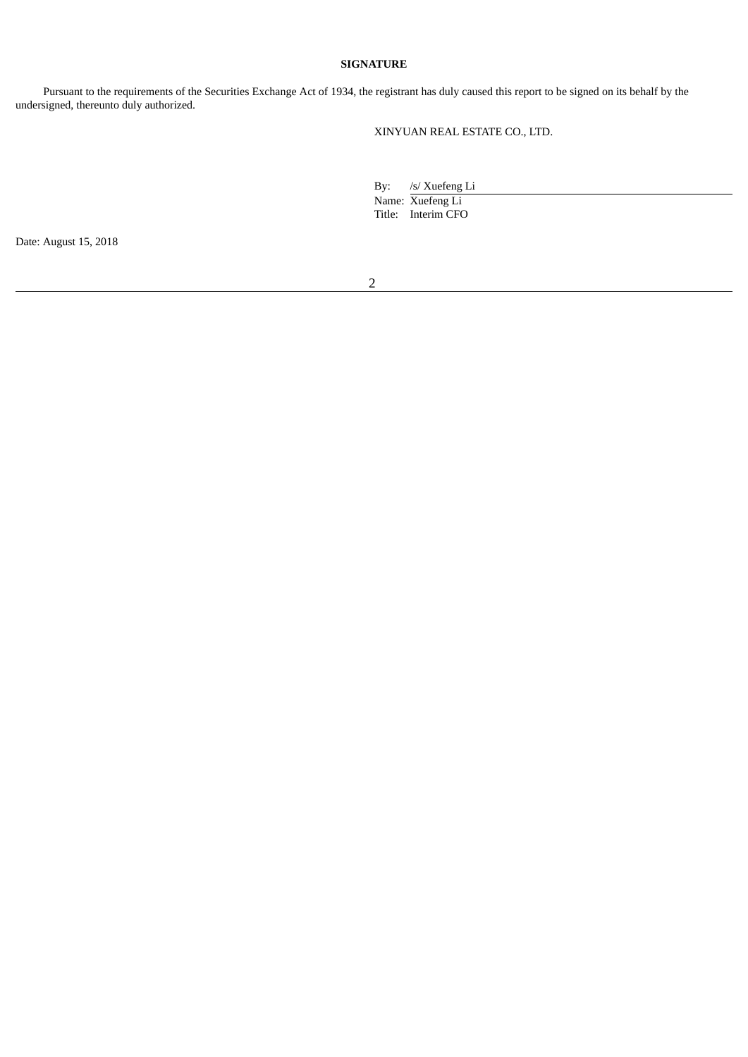**SIGNATURE**

Pursuant to the requirements of the Securities Exchange Act of 1934, the registrant has duly caused this report to be signed on its behalf by the undersigned, thereunto duly authorized.

XINYUAN REAL ESTATE CO., LTD.

By: /s/ Xuefeng Li
Name: Xuefeng Li
Title: Interim CFO

Date: August 15, 2018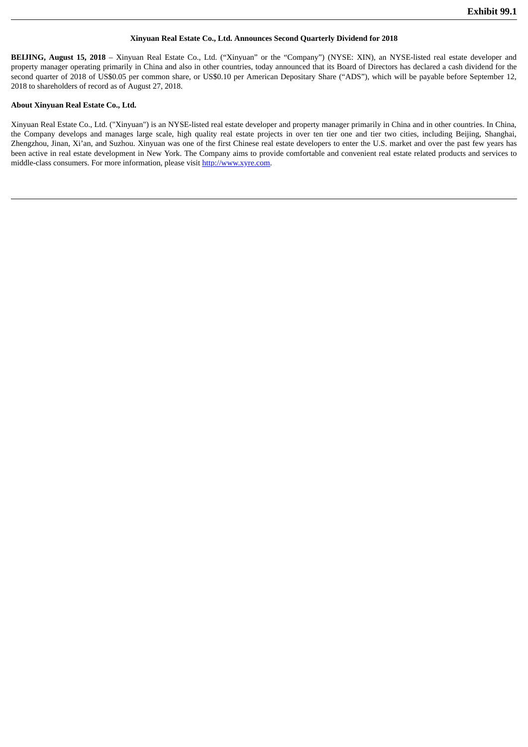**Exhibit 99.1**

# Xinyuan Real Estate Co., Ltd. Announces Second Quarterly Dividend for 2018

**BEIJING, August 15, 2018** – Xinyuan Real Estate Co., Ltd. ("Xinyuan" or the "Company") (NYSE: XIN), an NYSE-listed real estate developer and property manager operating primarily in China and also in other countries, today announced that its Board of Directors has declared a cash dividend for the second quarter of 2018 of US$0.05 per common share, or US$0.10 per American Depositary Share ("ADS"), which will be payable before September 12, 2018 to shareholders of record as of August 27, 2018.

## About Xinyuan Real Estate Co., Ltd.

Xinyuan Real Estate Co., Ltd. ("Xinyuan") is an NYSE-listed real estate developer and property manager primarily in China and in other countries. In China, the Company develops and manages large scale, high quality real estate projects in over ten tier one and tier two cities, including Beijing, Shanghai, Zhengzhou, Jinan, Xi'an, and Suzhou. Xinyuan was one of the first Chinese real estate developers to enter the U.S. market and over the past few years has been active in real estate development in New York. The Company aims to provide comfortable and convenient real estate related products and services to middle-class consumers. For more information, please visit http://www.xyre.com.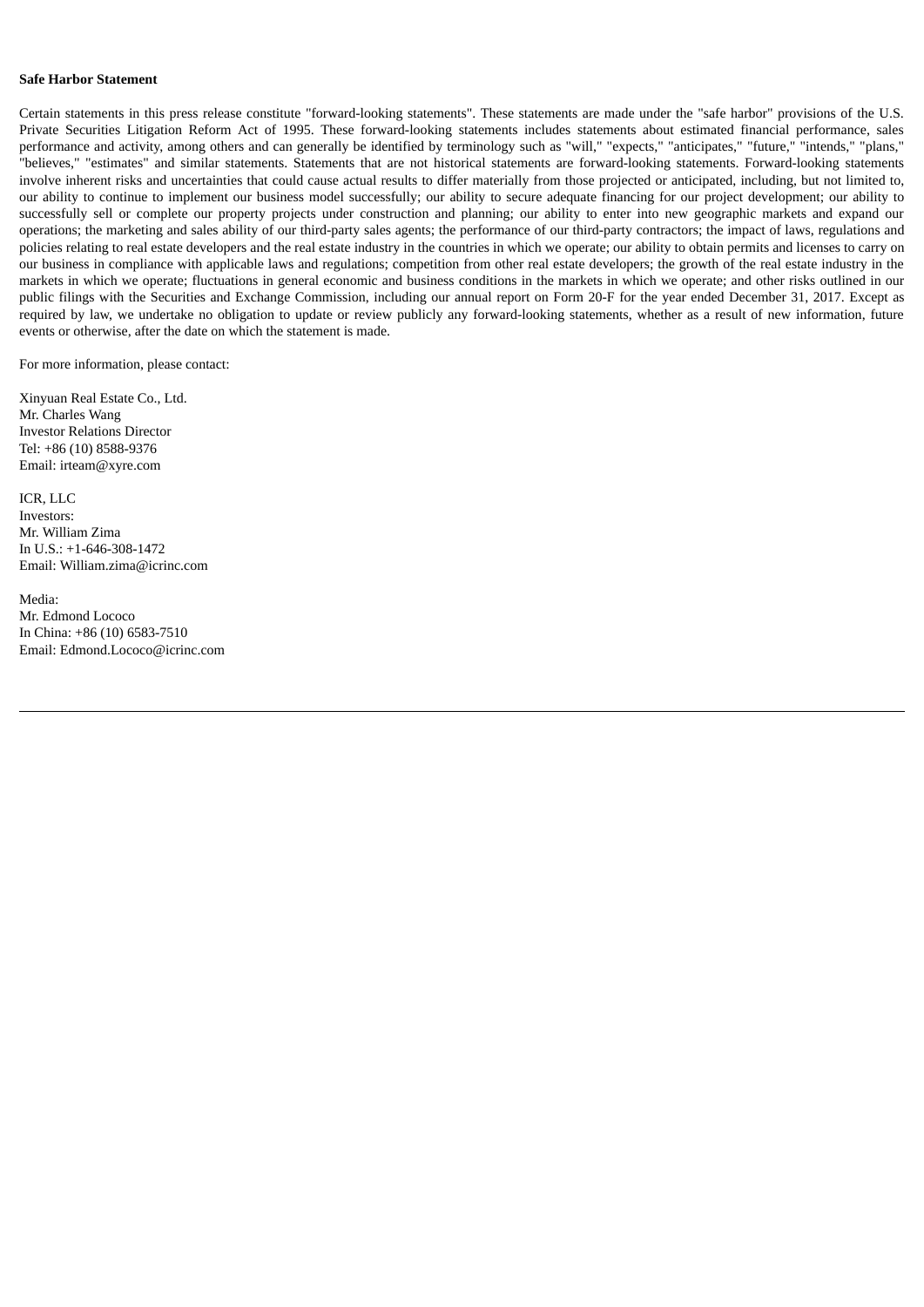**Safe Harbor Statement**

Certain statements in this press release constitute "forward-looking statements". These statements are made under the "safe harbor" provisions of the U.S. Private Securities Litigation Reform Act of 1995. These forward-looking statements includes statements about estimated financial performance, sales performance and activity, among others and can generally be identified by terminology such as "will," "expects," "anticipates," "future," "intends," "plans," "believes," "estimates" and similar statements. Statements that are not historical statements are forward-looking statements. Forward-looking statements involve inherent risks and uncertainties that could cause actual results to differ materially from those projected or anticipated, including, but not limited to, our ability to continue to implement our business model successfully; our ability to secure adequate financing for our project development; our ability to successfully sell or complete our property projects under construction and planning; our ability to enter into new geographic markets and expand our operations; the marketing and sales ability of our third-party sales agents; the performance of our third-party contractors; the impact of laws, regulations and policies relating to real estate developers and the real estate industry in the countries in which we operate; our ability to obtain permits and licenses to carry on our business in compliance with applicable laws and regulations; competition from other real estate developers; the growth of the real estate industry in the markets in which we operate; fluctuations in general economic and business conditions in the markets in which we operate; and other risks outlined in our public filings with the Securities and Exchange Commission, including our annual report on Form 20-F for the year ended December 31, 2017. Except as required by law, we undertake no obligation to update or review publicly any forward-looking statements, whether as a result of new information, future events or otherwise, after the date on which the statement is made.

For more information, please contact:

Xinyuan Real Estate Co., Ltd.
Mr. Charles Wang
Investor Relations Director
Tel: +86 (10) 8588-9376
Email: irteam@xyre.com

ICR, LLC
Investors:
Mr. William Zima
In U.S.: +1-646-308-1472
Email: William.zima@icrinc.com

Media:
Mr. Edmond Lococo
In China: +86 (10) 6583-7510
Email: Edmond.Lococo@icrinc.com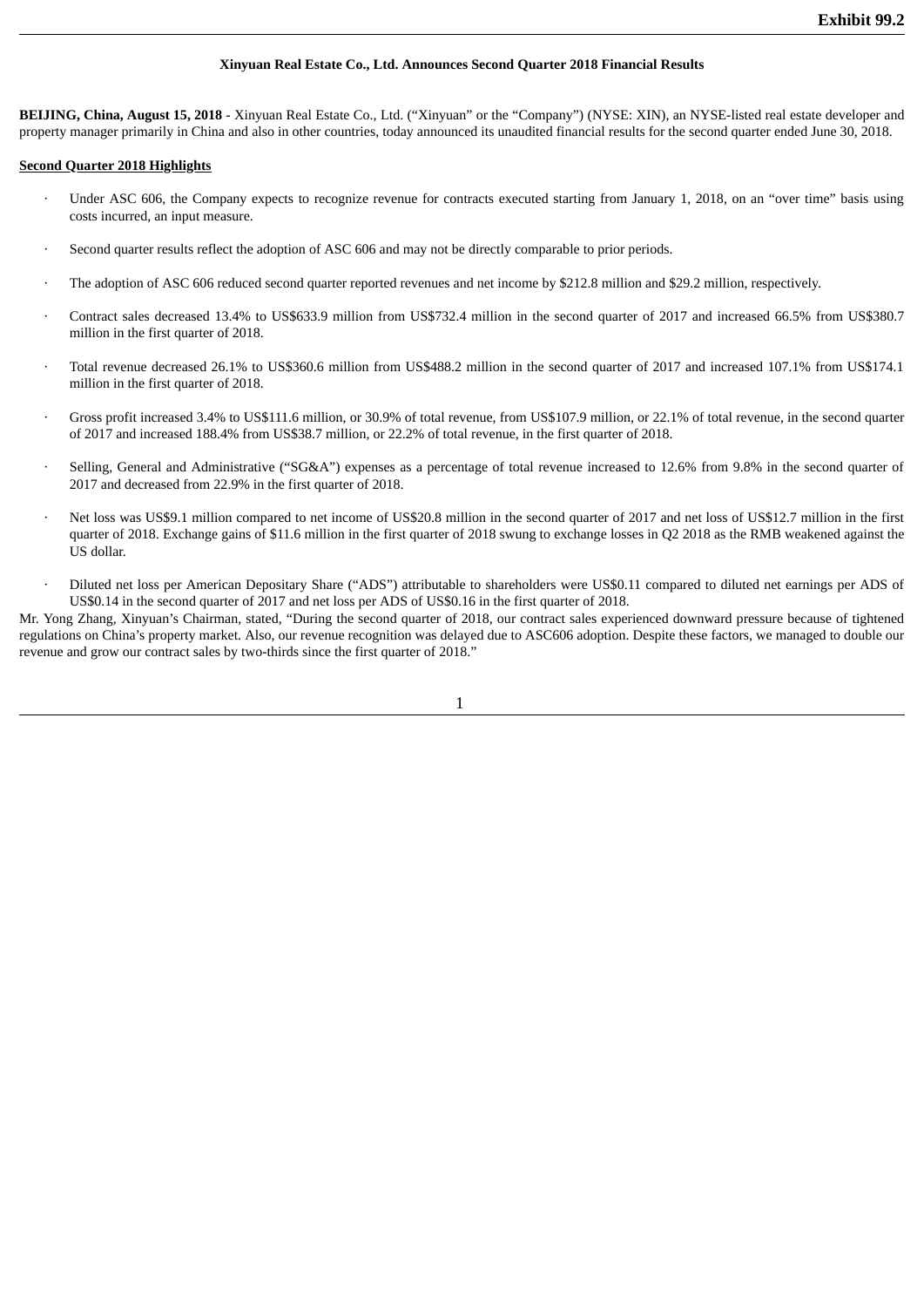**Exhibit 99.2**

**Xinyuan Real Estate Co., Ltd. Announces Second Quarter 2018 Financial Results**

**BEIJING, China, August 15, 2018** - Xinyuan Real Estate Co., Ltd. ("Xinyuan" or the "Company") (NYSE: XIN), an NYSE-listed real estate developer and property manager primarily in China and also in other countries, today announced its unaudited financial results for the second quarter ended June 30, 2018.

**Second Quarter 2018 Highlights**

- Under ASC 606, the Company expects to recognize revenue for contracts executed starting from January 1, 2018, on an "over time" basis using costs incurred, an input measure.
- Second quarter results reflect the adoption of ASC 606 and may not be directly comparable to prior periods.
- The adoption of ASC 606 reduced second quarter reported revenues and net income by $212.8 million and $29.2 million, respectively.
- Contract sales decreased 13.4% to US$633.9 million from US$732.4 million in the second quarter of 2017 and increased 66.5% from US$380.7 million in the first quarter of 2018.
- Total revenue decreased 26.1% to US$360.6 million from US$488.2 million in the second quarter of 2017 and increased 107.1% from US$174.1 million in the first quarter of 2018.
- Gross profit increased 3.4% to US$111.6 million, or 30.9% of total revenue, from US$107.9 million, or 22.1% of total revenue, in the second quarter of 2017 and increased 188.4% from US$38.7 million, or 22.2% of total revenue, in the first quarter of 2018.
- Selling, General and Administrative ("SG&A") expenses as a percentage of total revenue increased to 12.6% from 9.8% in the second quarter of 2017 and decreased from 22.9% in the first quarter of 2018.
- Net loss was US$9.1 million compared to net income of US$20.8 million in the second quarter of 2017 and net loss of US$12.7 million in the first quarter of 2018. Exchange gains of $11.6 million in the first quarter of 2018 swung to exchange losses in Q2 2018 as the RMB weakened against the US dollar.
- Diluted net loss per American Depositary Share ("ADS") attributable to shareholders were US$0.11 compared to diluted net earnings per ADS of US$0.14 in the second quarter of 2017 and net loss per ADS of US$0.16 in the first quarter of 2018.

Mr. Yong Zhang, Xinyuan's Chairman, stated, "During the second quarter of 2018, our contract sales experienced downward pressure because of tightened regulations on China's property market. Also, our revenue recognition was delayed due to ASC606 adoption. Despite these factors, we managed to double our revenue and grow our contract sales by two-thirds since the first quarter of 2018."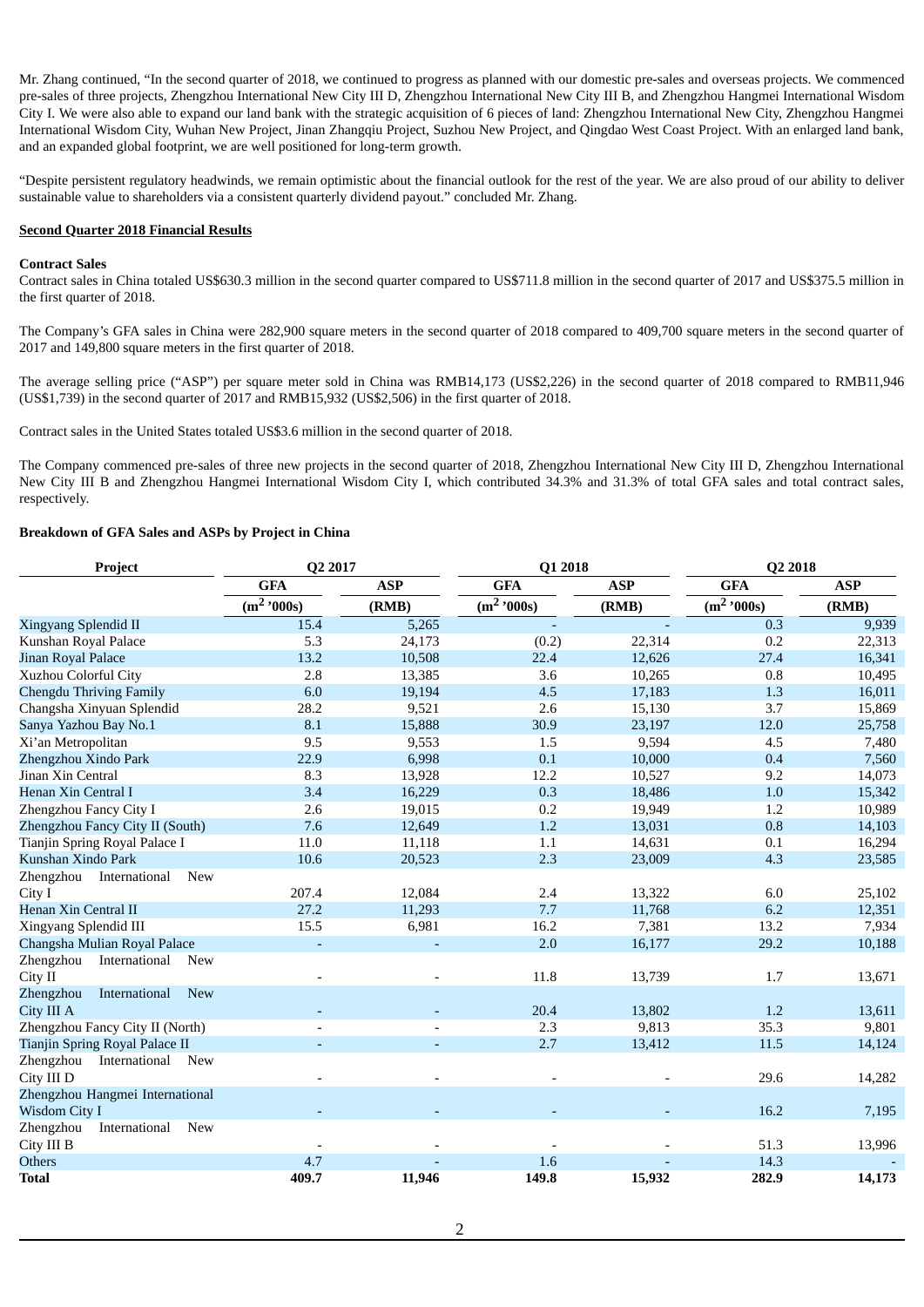Mr. Zhang continued, "In the second quarter of 2018, we continued to progress as planned with our domestic pre-sales and overseas projects. We commenced pre-sales of three projects, Zhengzhou International New City III D, Zhengzhou International New City III B, and Zhengzhou Hangmei International Wisdom City I. We were also able to expand our land bank with the strategic acquisition of 6 pieces of land: Zhengzhou International New City, Zhengzhou Hangmei International Wisdom City, Wuhan New Project, Jinan Zhangqiu Project, Suzhou New Project, and Qingdao West Coast Project. With an enlarged land bank, and an expanded global footprint, we are well positioned for long-term growth.

"Despite persistent regulatory headwinds, we remain optimistic about the financial outlook for the rest of the year. We are also proud of our ability to deliver sustainable value to shareholders via a consistent quarterly dividend payout." concluded Mr. Zhang.

**Second Quarter 2018 Financial Results**

**Contract Sales**

Contract sales in China totaled US$630.3 million in the second quarter compared to US$711.8 million in the second quarter of 2017 and US$375.5 million in the first quarter of 2018.

The Company's GFA sales in China were 282,900 square meters in the second quarter of 2018 compared to 409,700 square meters in the second quarter of 2017 and 149,800 square meters in the first quarter of 2018.

The average selling price ("ASP") per square meter sold in China was RMB14,173 (US$2,226) in the second quarter of 2018 compared to RMB11,946 (US$1,739) in the second quarter of 2017 and RMB15,932 (US$2,506) in the first quarter of 2018.

Contract sales in the United States totaled US$3.6 million in the second quarter of 2018.

The Company commenced pre-sales of three new projects in the second quarter of 2018, Zhengzhou International New City III D, Zhengzhou International New City III B and Zhengzhou Hangmei International Wisdom City I, which contributed 34.3% and 31.3% of total GFA sales and total contract sales, respectively.

**Breakdown of GFA Sales and ASPs by Project in China**

| Project | Q2 2017 | | Q1 2018 | | Q2 2018 | |
|---|---|---|---|---|---|---|
| | GFA ($m^2$ '000s) | ASP (RMB) | GFA ($m^2$ '000s) | ASP (RMB) | GFA ($m^2$ '000s) | ASP (RMB) |
| Xingyang Splendid II | 15.4 | 5,265 | - | - | 0.3 | 9,939 |
| Kunshan Royal Palace | 5.3 | 24,173 | (0.2) | 22,314 | 0.2 | 22,313 |
| Jinan Royal Palace | 13.2 | 10,508 | 22.4 | 12,626 | 27.4 | 16,341 |
| Xuzhou Colorful City | 2.8 | 13,385 | 3.6 | 10,265 | 0.8 | 10,495 |
| Chengdu Thriving Family | 6.0 | 19,194 | 4.5 | 17,183 | 1.3 | 16,011 |
| Changsha Xinyuan Splendid | 28.2 | 9,521 | 2.6 | 15,130 | 3.7 | 15,869 |
| Sanya Yazhou Bay No.1 | 8.1 | 15,888 | 30.9 | 23,197 | 12.0 | 25,758 |
| Xi'an Metropolitan | 9.5 | 9,553 | 1.5 | 9,594 | 4.5 | 7,480 |
| Zhengzhou Xindo Park | 22.9 | 6,998 | 0.1 | 10,000 | 0.4 | 7,560 |
| Jinan Xin Central | 8.3 | 13,928 | 12.2 | 10,527 | 9.2 | 14,073 |
| Henan Xin Central I | 3.4 | 16,229 | 0.3 | 18,486 | 1.0 | 15,342 |
| Zhengzhou Fancy City I | 2.6 | 19,015 | 0.2 | 19,949 | 1.2 | 10,989 |
| Zhengzhou Fancy City II (South) | 7.6 | 12,649 | 1.2 | 13,031 | 0.8 | 14,103 |
| Tianjin Spring Royal Palace I | 11.0 | 11,118 | 1.1 | 14,631 | 0.1 | 16,294 |
| Kunshan Xindo Park | 10.6 | 20,523 | 2.3 | 23,009 | 4.3 | 23,585 |
| Zhengzhou International New City I | 207.4 | 12,084 | 2.4 | 13,322 | 6.0 | 25,102 |
| Henan Xin Central II | 27.2 | 11,293 | 7.7 | 11,768 | 6.2 | 12,351 |
| Xingyang Splendid III | 15.5 | 6,981 | 16.2 | 7,381 | 13.2 | 7,934 |
| Changsha Mulian Royal Palace | - | - | 2.0 | 16,177 | 29.2 | 10,188 |
| Zhengzhou International New City II | - | - | 11.8 | 13,739 | 1.7 | 13,671 |
| Zhengzhou International New City III A | - | - | 20.4 | 13,802 | 1.2 | 13,611 |
| Zhengzhou Fancy City II (North) | - | - | 2.3 | 9,813 | 35.3 | 9,801 |
| Tianjin Spring Royal Palace II | - | - | 2.7 | 13,412 | 11.5 | 14,124 |
| Zhengzhou International New City III D | - | - | - | - | 29.6 | 14,282 |
| Zhengzhou Hangmei International Wisdom City I | - | - | - | - | 16.2 | 7,195 |
| Zhengzhou International New City III B | - | - | - | - | 51.3 | 13,996 |
| Others | 4.7 | - | 1.6 | - | 14.3 | - |
| **Total** | **409.7** | **11,946** | **149.8** | **15,932** | **282.9** | **14,173** |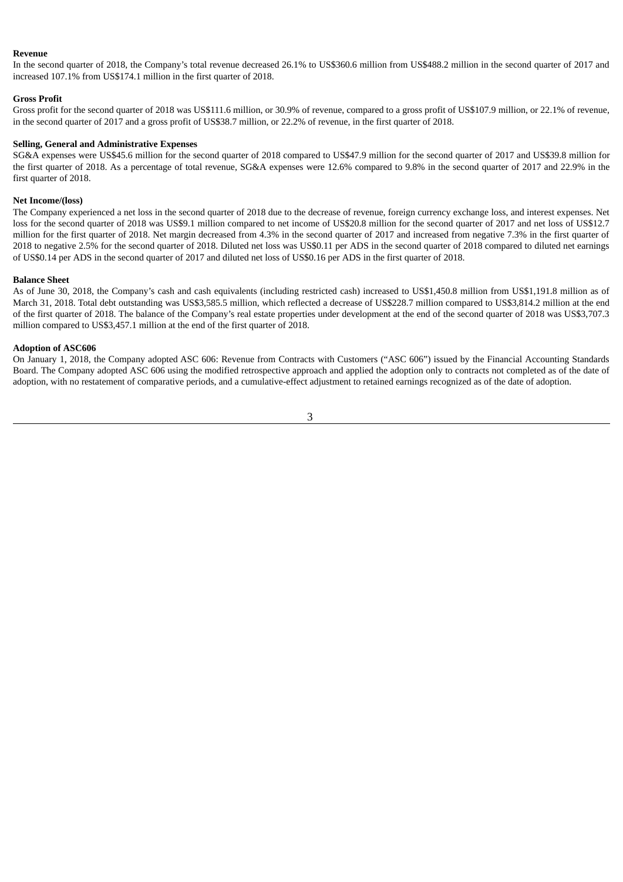**Revenue**

In the second quarter of 2018, the Company's total revenue decreased 26.1% to US$360.6 million from US$488.2 million in the second quarter of 2017 and increased 107.1% from US$174.1 million in the first quarter of 2018.

**Gross Profit**

Gross profit for the second quarter of 2018 was US$111.6 million, or 30.9% of revenue, compared to a gross profit of US$107.9 million, or 22.1% of revenue, in the second quarter of 2017 and a gross profit of US$38.7 million, or 22.2% of revenue, in the first quarter of 2018.

**Selling, General and Administrative Expenses**

SG&A expenses were US$45.6 million for the second quarter of 2018 compared to US$47.9 million for the second quarter of 2017 and US$39.8 million for the first quarter of 2018. As a percentage of total revenue, SG&A expenses were 12.6% compared to 9.8% in the second quarter of 2017 and 22.9% in the first quarter of 2018.

**Net Income/(loss)**

The Company experienced a net loss in the second quarter of 2018 due to the decrease of revenue, foreign currency exchange loss, and interest expenses. Net loss for the second quarter of 2018 was US$9.1 million compared to net income of US$20.8 million for the second quarter of 2017 and net loss of US$12.7 million for the first quarter of 2018. Net margin decreased from 4.3% in the second quarter of 2017 and increased from negative 7.3% in the first quarter of 2018 to negative 2.5% for the second quarter of 2018. Diluted net loss was US$0.11 per ADS in the second quarter of 2018 compared to diluted net earnings of US$0.14 per ADS in the second quarter of 2017 and diluted net loss of US$0.16 per ADS in the first quarter of 2018.

**Balance Sheet**

As of June 30, 2018, the Company's cash and cash equivalents (including restricted cash) increased to US$1,450.8 million from US$1,191.8 million as of March 31, 2018. Total debt outstanding was US$3,585.5 million, which reflected a decrease of US$228.7 million compared to US$3,814.2 million at the end of the first quarter of 2018. The balance of the Company's real estate properties under development at the end of the second quarter of 2018 was US$3,707.3 million compared to US$3,457.1 million at the end of the first quarter of 2018.

**Adoption of ASC606**

On January 1, 2018, the Company adopted ASC 606: Revenue from Contracts with Customers ("ASC 606") issued by the Financial Accounting Standards Board. The Company adopted ASC 606 using the modified retrospective approach and applied the adoption only to contracts not completed as of the date of adoption, with no restatement of comparative periods, and a cumulative-effect adjustment to retained earnings recognized as of the date of adoption.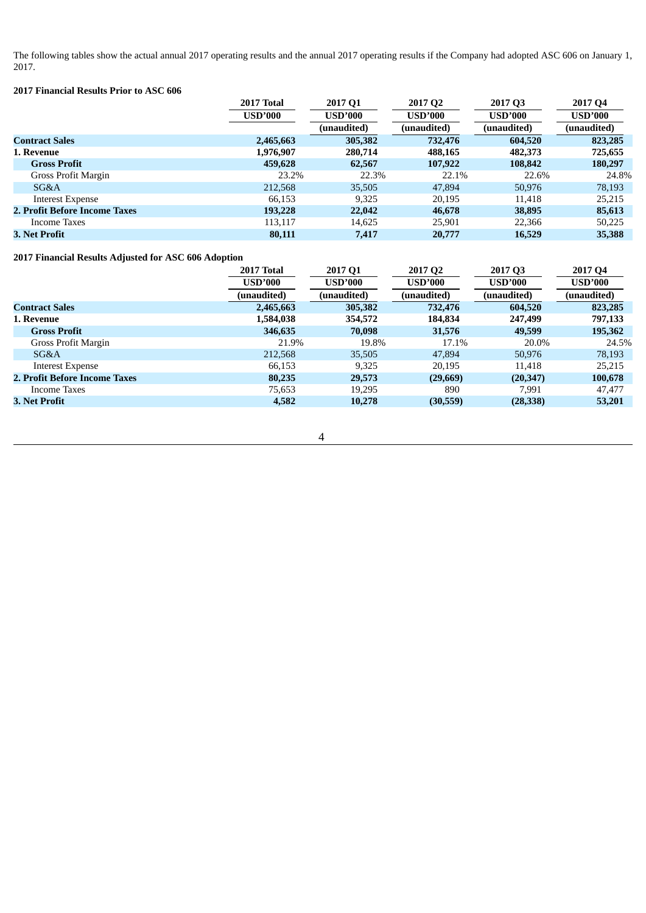The following tables show the actual annual 2017 operating results and the annual 2017 operating results if the Company had adopted ASC 606 on January 1, 2017.

**2017 Financial Results Prior to ASC 606**

| | 2017 Total | 2017 Q1 | 2017 Q2 | 2017 Q3 | 2017 Q4 |
|---|---|---|---|---|---|
| | USD'000 | USD'000 | USD'000 | USD'000 | USD'000 |
| | | (unaudited) | (unaudited) | (unaudited) | (unaudited) |
| **Contract Sales** | **2,465,663** | **305,382** | **732,476** | **604,520** | **823,285** |
| **1. Revenue** | **1,976,907** | **280,714** | **488,165** | **482,373** | **725,655** |
| **Gross Profit** | **459,628** | **62,567** | **107,922** | **108,842** | **180,297** |
| Gross Profit Margin | 23.2% | 22.3% | 22.1% | 22.6% | 24.8% |
| SG&A | 212,568 | 35,505 | 47,894 | 50,976 | 78,193 |
| Interest Expense | 66,153 | 9,325 | 20,195 | 11,418 | 25,215 |
| **2. Profit Before Income Taxes** | **193,228** | **22,042** | **46,678** | **38,895** | **85,613** |
| Income Taxes | 113,117 | 14,625 | 25,901 | 22,366 | 50,225 |
| **3. Net Profit** | **80,111** | **7,417** | **20,777** | **16,529** | **35,388** |

**2017 Financial Results Adjusted for ASC 606 Adoption**

| | 2017 Total | 2017 Q1 | 2017 Q2 | 2017 Q3 | 2017 Q4 |
|---|---|---|---|---|---|
| | USD'000 | USD'000 | USD'000 | USD'000 | USD'000 |
| | (unaudited) | (unaudited) | (unaudited) | (unaudited) | (unaudited) |
| **Contract Sales** | **2,465,663** | **305,382** | **732,476** | **604,520** | **823,285** |
| **1. Revenue** | **1,584,038** | **354,572** | **184,834** | **247,499** | **797,133** |
| **Gross Profit** | **346,635** | **70,098** | **31,576** | **49,599** | **195,362** |
| Gross Profit Margin | 21.9% | 19.8% | 17.1% | 20.0% | 24.5% |
| SG&A | 212,568 | 35,505 | 47,894 | 50,976 | 78,193 |
| Interest Expense | 66,153 | 9,325 | 20,195 | 11,418 | 25,215 |
| **2. Profit Before Income Taxes** | **80,235** | **29,573** | **(29,669)** | **(20,347)** | **100,678** |
| Income Taxes | 75,653 | 19,295 | 890 | 7,991 | 47,477 |
| **3. Net Profit** | **4,582** | **10,278** | **(30,559)** | **(28,338)** | **53,201** |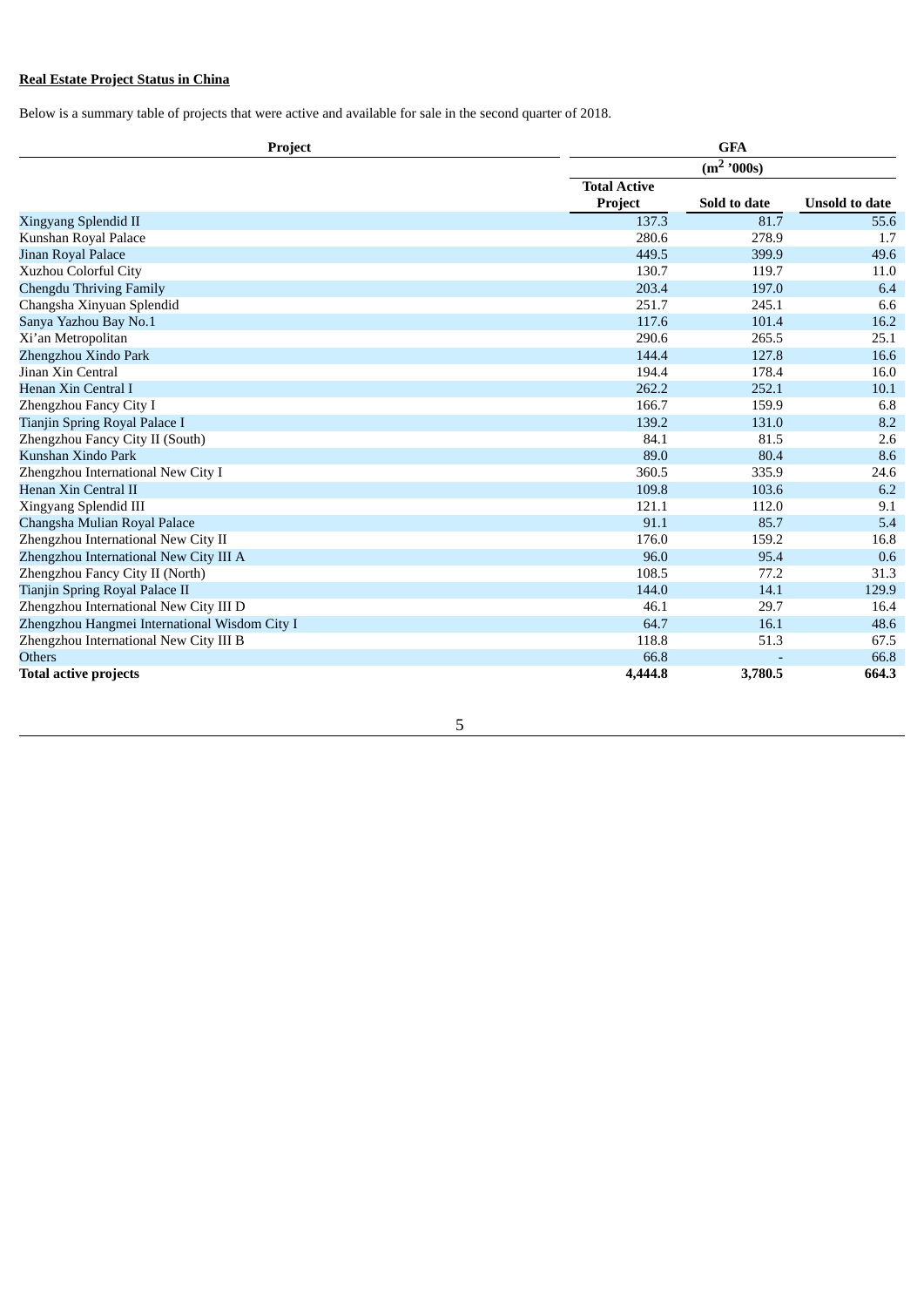**Real Estate Project Status in China**

Below is a summary table of projects that were active and available for sale in the second quarter of 2018.

| Project | GFA ($m^2$ '000s) | | |
|---|---|---|---|
| | Total Active Project | Sold to date | Unsold to date |
| Xingyang Splendid II | 137.3 | 81.7 | 55.6 |
| Kunshan Royal Palace | 280.6 | 278.9 | 1.7 |
| Jinan Royal Palace | 449.5 | 399.9 | 49.6 |
| Xuzhou Colorful City | 130.7 | 119.7 | 11.0 |
| Chengdu Thriving Family | 203.4 | 197.0 | 6.4 |
| Changsha Xinyuan Splendid | 251.7 | 245.1 | 6.6 |
| Sanya Yazhou Bay No.1 | 117.6 | 101.4 | 16.2 |
| Xi'an Metropolitan | 290.6 | 265.5 | 25.1 |
| Zhengzhou Xindo Park | 144.4 | 127.8 | 16.6 |
| Jinan Xin Central | 194.4 | 178.4 | 16.0 |
| Henan Xin Central I | 262.2 | 252.1 | 10.1 |
| Zhengzhou Fancy City I | 166.7 | 159.9 | 6.8 |
| Tianjin Spring Royal Palace I | 139.2 | 131.0 | 8.2 |
| Zhengzhou Fancy City II (South) | 84.1 | 81.5 | 2.6 |
| Kunshan Xindo Park | 89.0 | 80.4 | 8.6 |
| Zhengzhou International New City I | 360.5 | 335.9 | 24.6 |
| Henan Xin Central II | 109.8 | 103.6 | 6.2 |
| Xingyang Splendid III | 121.1 | 112.0 | 9.1 |
| Changsha Mulian Royal Palace | 91.1 | 85.7 | 5.4 |
| Zhengzhou International New City II | 176.0 | 159.2 | 16.8 |
| Zhengzhou International New City III A | 96.0 | 95.4 | 0.6 |
| Zhengzhou Fancy City II (North) | 108.5 | 77.2 | 31.3 |
| Tianjin Spring Royal Palace II | 144.0 | 14.1 | 129.9 |
| Zhengzhou International New City III D | 46.1 | 29.7 | 16.4 |
| Zhengzhou Hangmei International Wisdom City I | 64.7 | 16.1 | 48.6 |
| Zhengzhou International New City III B | 118.8 | 51.3 | 67.5 |
| Others | 66.8 | - | 66.8 |
| **Total active projects** | **4,444.8** | **3,780.5** | **664.3** |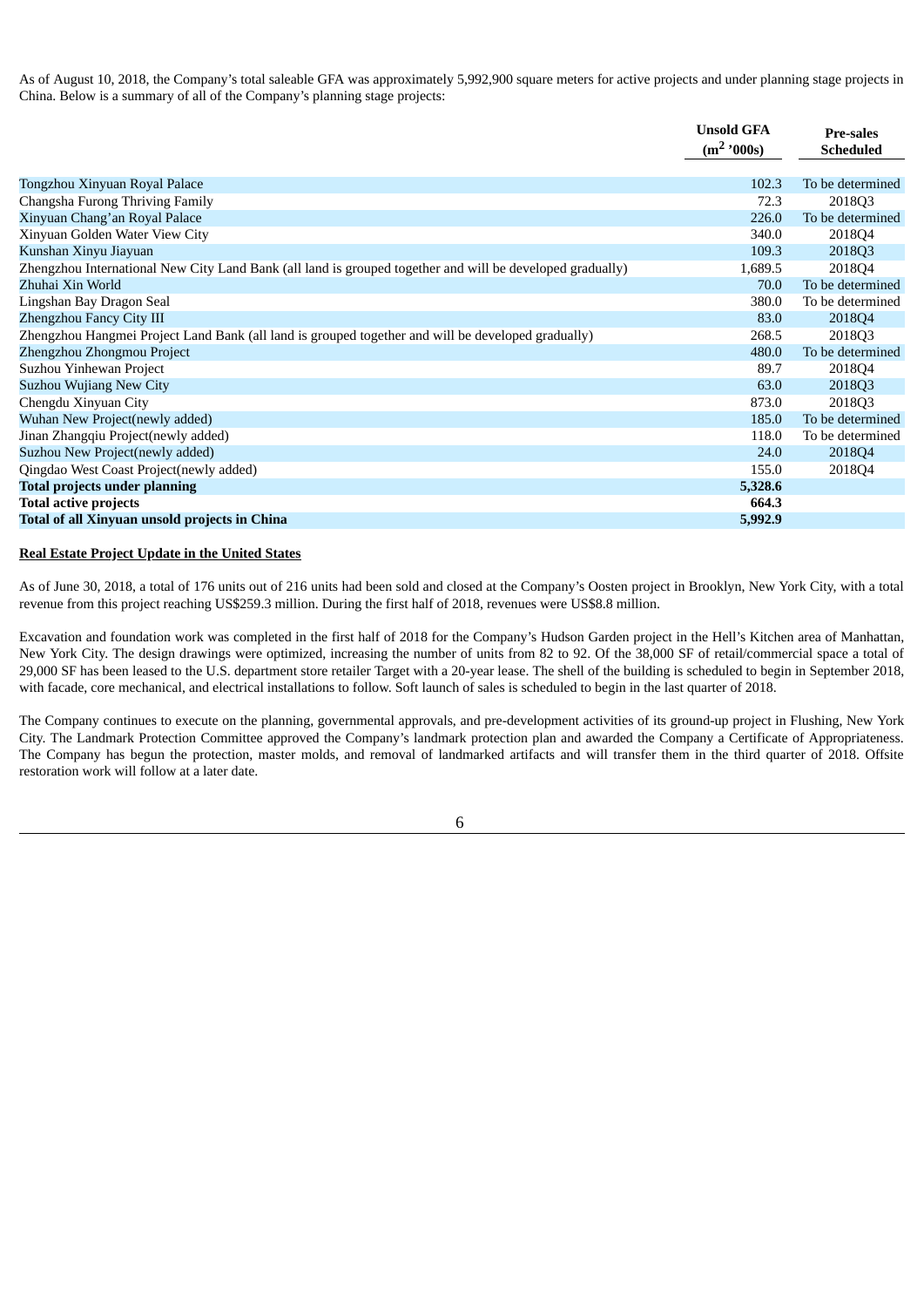As of August 10, 2018, the Company's total saleable GFA was approximately 5,992,900 square meters for active projects and under planning stage projects in China. Below is a summary of all of the Company's planning stage projects:

| | Unsold GFA ($m^2$ '000s) | Pre-sales Scheduled |
|---|---|---|
| Tongzhou Xinyuan Royal Palace | 102.3 | To be determined |
| Changsha Furong Thriving Family | 72.3 | 2018Q3 |
| Xinyuan Chang'an Royal Palace | 226.0 | To be determined |
| Xinyuan Golden Water View City | 340.0 | 2018Q4 |
| Kunshan Xinyu Jiayuan | 109.3 | 2018Q3 |
| Zhengzhou International New City Land Bank (all land is grouped together and will be developed gradually) | 1,689.5 | 2018Q4 |
| Zhuhai Xin World | 70.0 | To be determined |
| Lingshan Bay Dragon Seal | 380.0 | To be determined |
| Zhengzhou Fancy City III | 83.0 | 2018Q4 |
| Zhengzhou Hangmei Project Land Bank (all land is grouped together and will be developed gradually) | 268.5 | 2018Q3 |
| Zhengzhou Zhongmou Project | 480.0 | To be determined |
| Suzhou Yinhewan Project | 89.7 | 2018Q4 |
| Suzhou Wujiang New City | 63.0 | 2018Q3 |
| Chengdu Xinyuan City | 873.0 | 2018Q3 |
| Wuhan New Project(newly added) | 185.0 | To be determined |
| Jinan Zhangqiu Project(newly added) | 118.0 | To be determined |
| Suzhou New Project(newly added) | 24.0 | 2018Q4 |
| Qingdao West Coast Project(newly added) | 155.0 | 2018Q4 |
| **Total projects under planning** | **5,328.6** | |
| **Total active projects** | **664.3** | |
| **Total of all Xinyuan unsold projects in China** | **5,992.9** | |

**Real Estate Project Update in the United States**

As of June 30, 2018, a total of 176 units out of 216 units had been sold and closed at the Company's Oosten project in Brooklyn, New York City, with a total revenue from this project reaching US$259.3 million. During the first half of 2018, revenues were US$8.8 million.

Excavation and foundation work was completed in the first half of 2018 for the Company's Hudson Garden project in the Hell's Kitchen area of Manhattan, New York City. The design drawings were optimized, increasing the number of units from 82 to 92. Of the 38,000 SF of retail/commercial space a total of 29,000 SF has been leased to the U.S. department store retailer Target with a 20-year lease. The shell of the building is scheduled to begin in September 2018, with facade, core mechanical, and electrical installations to follow. Soft launch of sales is scheduled to begin in the last quarter of 2018.

The Company continues to execute on the planning, governmental approvals, and pre-development activities of its ground-up project in Flushing, New York City. The Landmark Protection Committee approved the Company's landmark protection plan and awarded the Company a Certificate of Appropriateness. The Company has begun the protection, master molds, and removal of landmarked artifacts and will transfer them in the third quarter of 2018. Offsite restoration work will follow at a later date.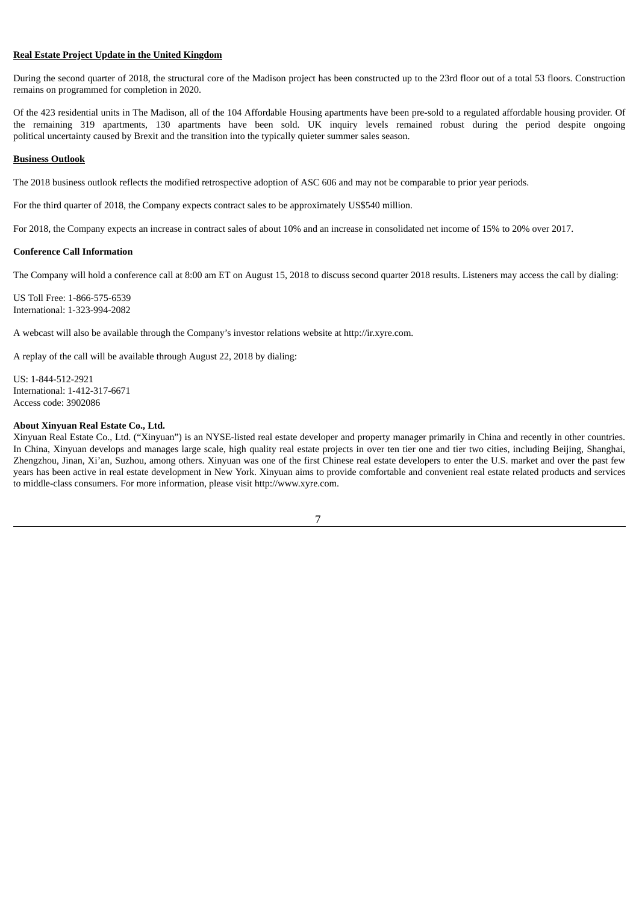**Real Estate Project Update in the United Kingdom**

During the second quarter of 2018, the structural core of the Madison project has been constructed up to the 23rd floor out of a total 53 floors. Construction remains on programmed for completion in 2020.

Of the 423 residential units in The Madison, all of the 104 Affordable Housing apartments have been pre-sold to a regulated affordable housing provider. Of the remaining 319 apartments, 130 apartments have been sold. UK inquiry levels remained robust during the period despite ongoing political uncertainty caused by Brexit and the transition into the typically quieter summer sales season.

**Business Outlook**

The 2018 business outlook reflects the modified retrospective adoption of ASC 606 and may not be comparable to prior year periods.

For the third quarter of 2018, the Company expects contract sales to be approximately US$540 million.

For 2018, the Company expects an increase in contract sales of about 10% and an increase in consolidated net income of 15% to 20% over 2017.

**Conference Call Information**

The Company will hold a conference call at 8:00 am ET on August 15, 2018 to discuss second quarter 2018 results. Listeners may access the call by dialing:

US Toll Free: 1-866-575-6539
International: 1-323-994-2082

A webcast will also be available through the Company's investor relations website at http://ir.xyre.com.

A replay of the call will be available through August 22, 2018 by dialing:

US: 1-844-512-2921
International: 1-412-317-6671
Access code: 3902086

**About Xinyuan Real Estate Co., Ltd.**

Xinyuan Real Estate Co., Ltd. ("Xinyuan") is an NYSE-listed real estate developer and property manager primarily in China and recently in other countries. In China, Xinyuan develops and manages large scale, high quality real estate projects in over ten tier one and tier two cities, including Beijing, Shanghai, Zhengzhou, Jinan, Xi'an, Suzhou, among others. Xinyuan was one of the first Chinese real estate developers to enter the U.S. market and over the past few years has been active in real estate development in New York. Xinyuan aims to provide comfortable and convenient real estate related products and services to middle-class consumers. For more information, please visit http://www.xyre.com.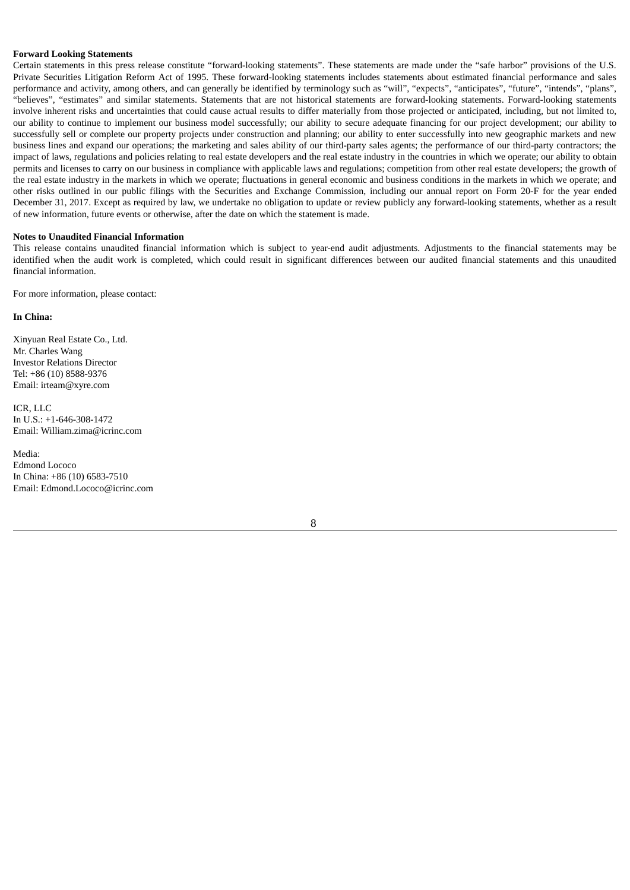**Forward Looking Statements**

Certain statements in this press release constitute "forward-looking statements". These statements are made under the "safe harbor" provisions of the U.S. Private Securities Litigation Reform Act of 1995. These forward-looking statements includes statements about estimated financial performance and sales performance and activity, among others, and can generally be identified by terminology such as "will", "expects", "anticipates", "future", "intends", "plans", "believes", "estimates" and similar statements. Statements that are not historical statements are forward-looking statements. Forward-looking statements involve inherent risks and uncertainties that could cause actual results to differ materially from those projected or anticipated, including, but not limited to, our ability to continue to implement our business model successfully; our ability to secure adequate financing for our project development; our ability to successfully sell or complete our property projects under construction and planning; our ability to enter successfully into new geographic markets and new business lines and expand our operations; the marketing and sales ability of our third-party sales agents; the performance of our third-party contractors; the impact of laws, regulations and policies relating to real estate developers and the real estate industry in the countries in which we operate; our ability to obtain permits and licenses to carry on our business in compliance with applicable laws and regulations; competition from other real estate developers; the growth of the real estate industry in the markets in which we operate; fluctuations in general economic and business conditions in the markets in which we operate; and other risks outlined in our public filings with the Securities and Exchange Commission, including our annual report on Form 20-F for the year ended December 31, 2017. Except as required by law, we undertake no obligation to update or review publicly any forward-looking statements, whether as a result of new information, future events or otherwise, after the date on which the statement is made.

**Notes to Unaudited Financial Information**

This release contains unaudited financial information which is subject to year-end audit adjustments. Adjustments to the financial statements may be identified when the audit work is completed, which could result in significant differences between our audited financial statements and this unaudited financial information.

For more information, please contact:

**In China:**

Xinyuan Real Estate Co., Ltd.
Mr. Charles Wang
Investor Relations Director
Tel: +86 (10) 8588-9376
Email: irteam@xyre.com

ICR, LLC
In U.S.: +1-646-308-1472
Email: William.zima@icrinc.com

Media:
Edmond Lococo
In China: +86 (10) 6583-7510
Email: Edmond.Lococo@icrinc.com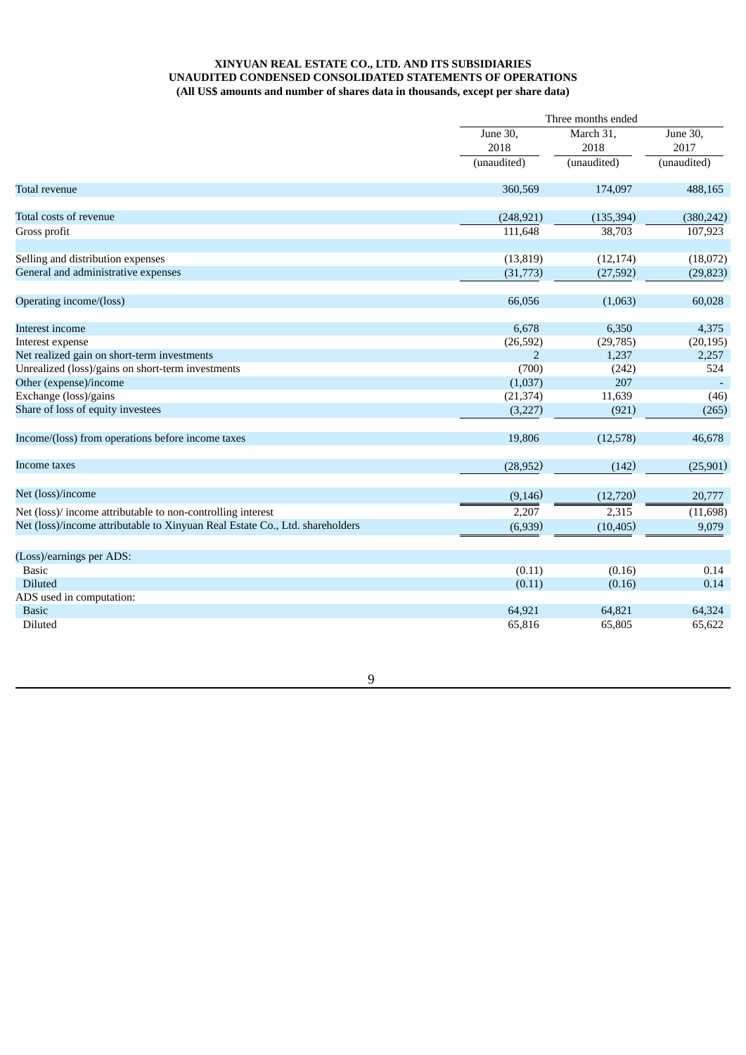**XINYUAN REAL ESTATE CO., LTD. AND ITS SUBSIDIARIES**
**UNAUDITED CONDENSED CONSOLIDATED STATEMENTS OF OPERATIONS**
**(All US$ amounts and number of shares data in thousands, except per share data)**

| | Three months ended | | |
|---|---|---|---|
| | June 30, 2018 | March 31, 2018 | June 30, 2017 |
| | (unaudited) | (unaudited) | (unaudited) |
| Total revenue | 360,569 | 174,097 | 488,165 |
| Total costs of revenue | (248,921) | (135,394) | (380,242) |
| Gross profit | 111,648 | 38,703 | 107,923 |
| Selling and distribution expenses | (13,819) | (12,174) | (18,072) |
| General and administrative expenses | (31,773) | (27,592) | (29,823) |
| Operating income/(loss) | 66,056 | (1,063) | 60,028 |
| Interest income | 6,678 | 6,350 | 4,375 |
| Interest expense | (26,592) | (29,785) | (20,195) |
| Net realized gain on short-term investments | 2 | 1,237 | 2,257 |
| Unrealized (loss)/gains on short-term investments | (700) | (242) | 524 |
| Other (expense)/income | (1,037) | 207 | - |
| Exchange (loss)/gains | (21,374) | 11,639 | (46) |
| Share of loss of equity investees | (3,227) | (921) | (265) |
| Income/(loss) from operations before income taxes | 19,806 | (12,578) | 46,678 |
| Income taxes | (28,952) | (142) | (25,901) |
| Net (loss)/income | (9,146) | (12,720) | 20,777 |
| Net (loss)/ income attributable to non-controlling interest | 2,207 | 2,315 | (11,698) |
| Net (loss)/income attributable to Xinyuan Real Estate Co., Ltd. shareholders | (6,939) | (10,405) | 9,079 |
| (Loss)/earnings per ADS: | | | |
| Basic | (0.11) | (0.16) | 0.14 |
| Diluted | (0.11) | (0.16) | 0.14 |
| ADS used in computation: | | | |
| Basic | 64,921 | 64,821 | 64,324 |
| Diluted | 65,816 | 65,805 | 65,622 |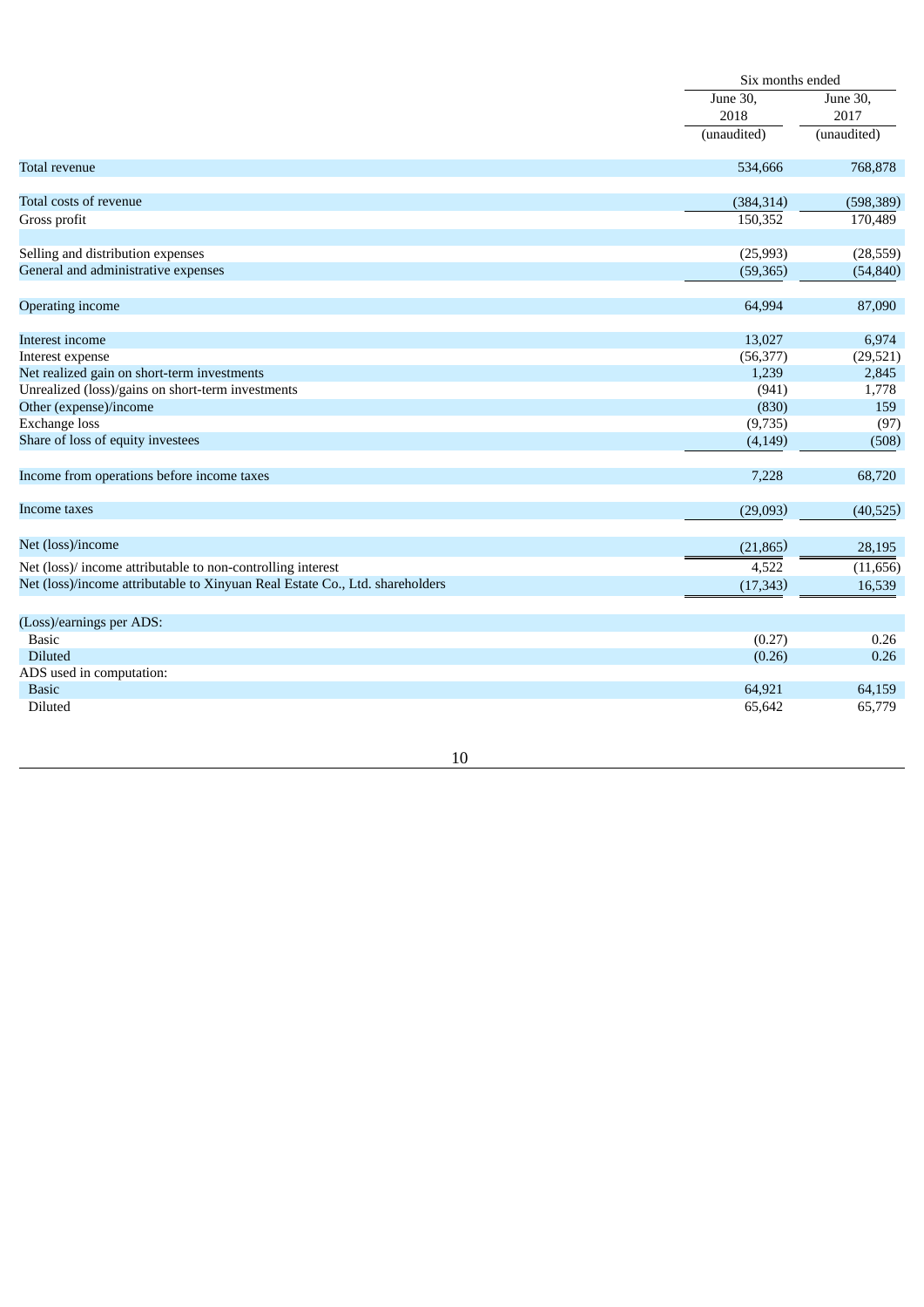| | Six months ended | |
|---|---|---|
| | June 30, 2018 | June 30, 2017 |
| | (unaudited) | (unaudited) |
| Total revenue | 534,666 | 768,878 |
| Total costs of revenue | (384,314) | (598,389) |
| Gross profit | 150,352 | 170,489 |
| Selling and distribution expenses | (25,993) | (28,559) |
| General and administrative expenses | (59,365) | (54,840) |
| Operating income | 64,994 | 87,090 |
| Interest income | 13,027 | 6,974 |
| Interest expense | (56,377) | (29,521) |
| Net realized gain on short-term investments | 1,239 | 2,845 |
| Unrealized (loss)/gains on short-term investments | (941) | 1,778 |
| Other (expense)/income | (830) | 159 |
| Exchange loss | (9,735) | (97) |
| Share of loss of equity investees | (4,149) | (508) |
| Income from operations before income taxes | 7,228 | 68,720 |
| Income taxes | (29,093) | (40,525) |
| Net (loss)/income | (21,865) | 28,195 |
| Net (loss)/ income attributable to non-controlling interest | 4,522 | (11,656) |
| Net (loss)/income attributable to Xinyuan Real Estate Co., Ltd. shareholders | (17,343) | 16,539 |
| (Loss)/earnings per ADS: | | |
| Basic | (0.27) | 0.26 |
| Diluted | (0.26) | 0.26 |
| ADS used in computation: | | |
| Basic | 64,921 | 64,159 |
| Diluted | 65,642 | 65,779 |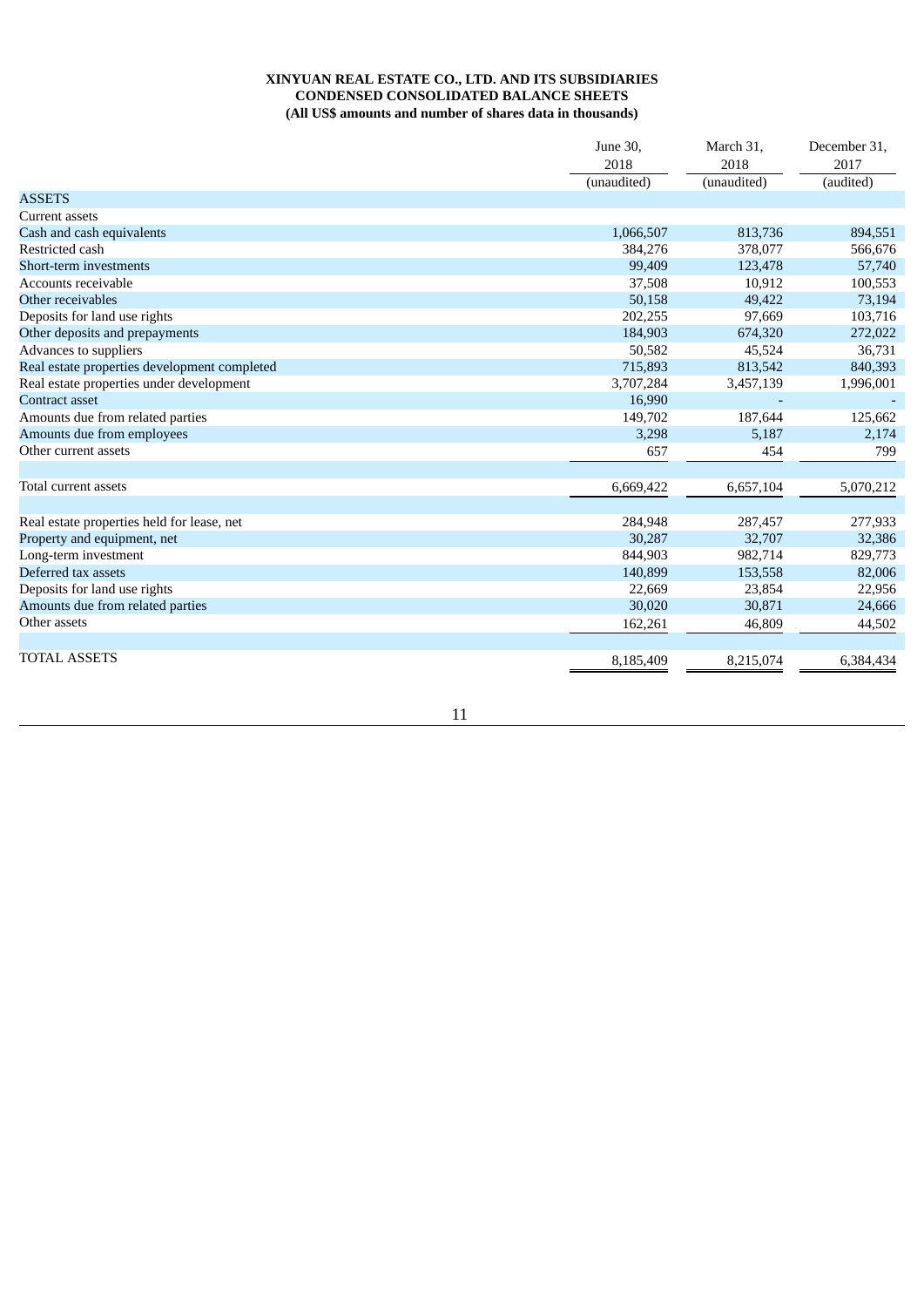**XINYUAN REAL ESTATE CO., LTD. AND ITS SUBSIDIARIES**
**CONDENSED CONSOLIDATED BALANCE SHEETS**
**(All US$ amounts and number of shares data in thousands)**

| | June 30, 2018 (unaudited) | March 31, 2018 (unaudited) | December 31, 2017 (audited) |
|---|---|---|---|
| ASSETS | | | |
| Current assets | | | |
| Cash and cash equivalents | 1,066,507 | 813,736 | 894,551 |
| Restricted cash | 384,276 | 378,077 | 566,676 |
| Short-term investments | 99,409 | 123,478 | 57,740 |
| Accounts receivable | 37,508 | 10,912 | 100,553 |
| Other receivables | 50,158 | 49,422 | 73,194 |
| Deposits for land use rights | 202,255 | 97,669 | 103,716 |
| Other deposits and prepayments | 184,903 | 674,320 | 272,022 |
| Advances to suppliers | 50,582 | 45,524 | 36,731 |
| Real estate properties development completed | 715,893 | 813,542 | 840,393 |
| Real estate properties under development | 3,707,284 | 3,457,139 | 1,996,001 |
| Contract asset | 16,990 | - | - |
| Amounts due from related parties | 149,702 | 187,644 | 125,662 |
| Amounts due from employees | 3,298 | 5,187 | 2,174 |
| Other current assets | 657 | 454 | 799 |
| | | | |
| Total current assets | 6,669,422 | 6,657,104 | 5,070,212 |
| | | | |
| Real estate properties held for lease, net | 284,948 | 287,457 | 277,933 |
| Property and equipment, net | 30,287 | 32,707 | 32,386 |
| Long-term investment | 844,903 | 982,714 | 829,773 |
| Deferred tax assets | 140,899 | 153,558 | 82,006 |
| Deposits for land use rights | 22,669 | 23,854 | 22,956 |
| Amounts due from related parties | 30,020 | 30,871 | 24,666 |
| Other assets | 162,261 | 46,809 | 44,502 |
| | | | |
| TOTAL ASSETS | 8,185,409 | 8,215,074 | 6,384,434 |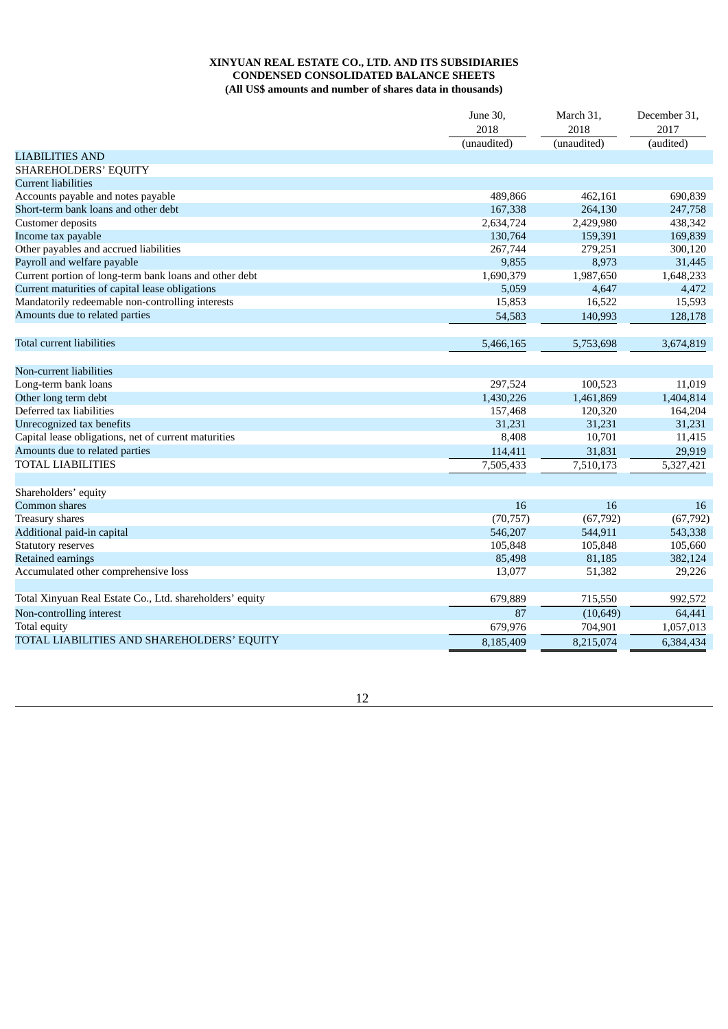**XINYUAN REAL ESTATE CO., LTD. AND ITS SUBSIDIARIES**
**CONDENSED CONSOLIDATED BALANCE SHEETS**
**(All US$ amounts and number of shares data in thousands)**

| | June 30, 2018 (unaudited) | March 31, 2018 (unaudited) | December 31, 2017 (audited) |
|---|---|---|---|
| LIABILITIES AND SHAREHOLDERS' EQUITY | | | |
| Current liabilities | | | |
| Accounts payable and notes payable | 489,866 | 462,161 | 690,839 |
| Short-term bank loans and other debt | 167,338 | 264,130 | 247,758 |
| Customer deposits | 2,634,724 | 2,429,980 | 438,342 |
| Income tax payable | 130,764 | 159,391 | 169,839 |
| Other payables and accrued liabilities | 267,744 | 279,251 | 300,120 |
| Payroll and welfare payable | 9,855 | 8,973 | 31,445 |
| Current portion of long-term bank loans and other debt | 1,690,379 | 1,987,650 | 1,648,233 |
| Current maturities of capital lease obligations | 5,059 | 4,647 | 4,472 |
| Mandatorily redeemable non-controlling interests | 15,853 | 16,522 | 15,593 |
| Amounts due to related parties | 54,583 | 140,993 | 128,178 |
| Total current liabilities | 5,466,165 | 5,753,698 | 3,674,819 |
| Non-current liabilities | | | |
| Long-term bank loans | 297,524 | 100,523 | 11,019 |
| Other long term debt | 1,430,226 | 1,461,869 | 1,404,814 |
| Deferred tax liabilities | 157,468 | 120,320 | 164,204 |
| Unrecognized tax benefits | 31,231 | 31,231 | 31,231 |
| Capital lease obligations, net of current maturities | 8,408 | 10,701 | 11,415 |
| Amounts due to related parties | 114,411 | 31,831 | 29,919 |
| TOTAL LIABILITIES | 7,505,433 | 7,510,173 | 5,327,421 |
| Shareholders' equity | | | |
| Common shares | 16 | 16 | 16 |
| Treasury shares | (70,757) | (67,792) | (67,792) |
| Additional paid-in capital | 546,207 | 544,911 | 543,338 |
| Statutory reserves | 105,848 | 105,848 | 105,660 |
| Retained earnings | 85,498 | 81,185 | 382,124 |
| Accumulated other comprehensive loss | 13,077 | 51,382 | 29,226 |
| Total Xinyuan Real Estate Co., Ltd. shareholders' equity | 679,889 | 715,550 | 992,572 |
| Non-controlling interest | 87 | (10,649) | 64,441 |
| Total equity | 679,976 | 704,901 | 1,057,013 |
| TOTAL LIABILITIES AND SHAREHOLDERS' EQUITY | 8,185,409 | 8,215,074 | 6,384,434 |